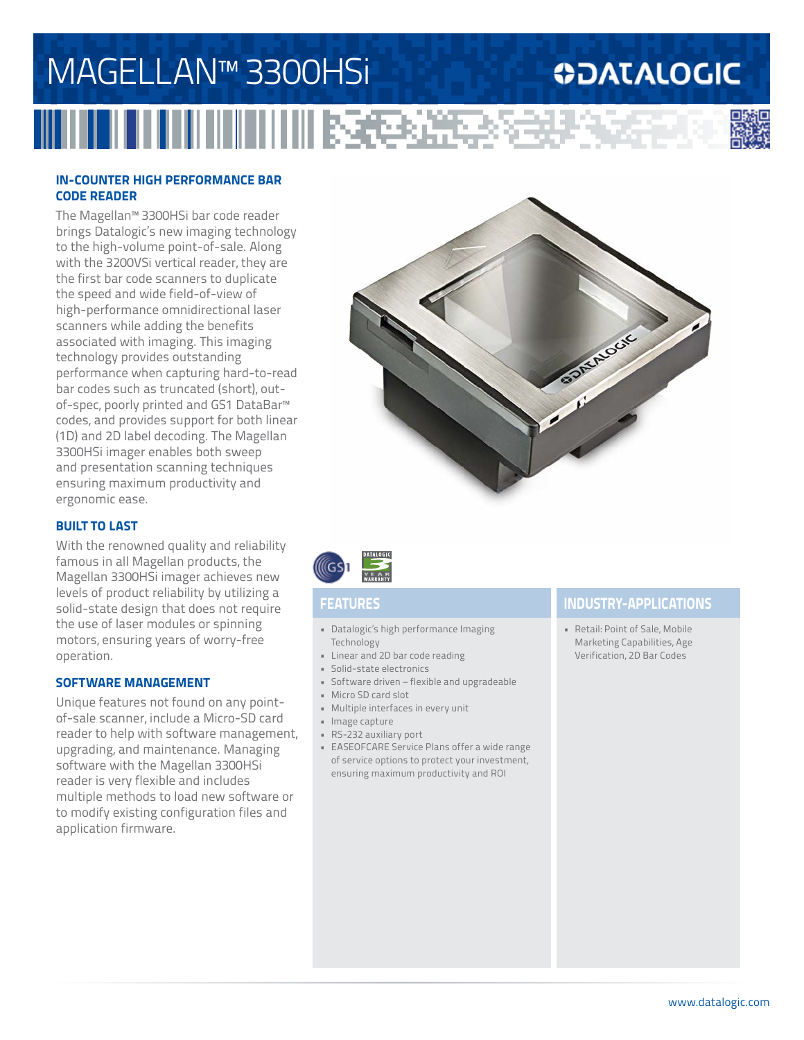# MAGELLAN™ 3300HSi

DATALOGIC

## IN-COUNTER HIGH PERFORMANCE BAR CODE READER

The Magellan™ 3300HSi bar code reader brings Datalogic's new imaging technology to the high-volume point-of-sale. Along with the 3200VSi vertical reader, they are the first bar code scanners to duplicate the speed and wide field-of-view of high-performance omnidirectional laser scanners while adding the benefits associated with imaging. This imaging technology provides outstanding performance when capturing hard-to-read bar codes such as truncated (short), out-of-spec, poorly printed and GS1 DataBar™ codes, and provides support for both linear (1D) and 2D label decoding. The Magellan 3300HSi imager enables both sweep and presentation scanning techniques ensuring maximum productivity and ergonomic ease.

## BUILT TO LAST

With the renowned quality and reliability famous in all Magellan products, the Magellan 3300HSi imager achieves new levels of product reliability by utilizing a solid-state design that does not require the use of laser modules or spinning motors, ensuring years of worry-free operation.

## SOFTWARE MANAGEMENT

Unique features not found on any point-of-sale scanner, include a Micro-SD card reader to help with software management, upgrading, and maintenance. Managing software with the Magellan 3300HSi reader is very flexible and includes multiple methods to load new software or to modify existing configuration files and application firmware.

## FEATURES

- Datalogic's high performance Imaging Technology
- Linear and 2D bar code reading
- Solid-state electronics
- Software driven – flexible and upgradeable
- Micro SD card slot
- Multiple interfaces in every unit
- Image capture
- RS-232 auxiliary port
- EASEOFCARE Service Plans offer a wide range of service options to protect your investment, ensuring maximum productivity and ROI

## INDUSTRY-APPLICATIONS

- Retail: Point of Sale, Mobile Marketing Capabilities, Age Verification, 2D Bar Codes

www.datalogic.com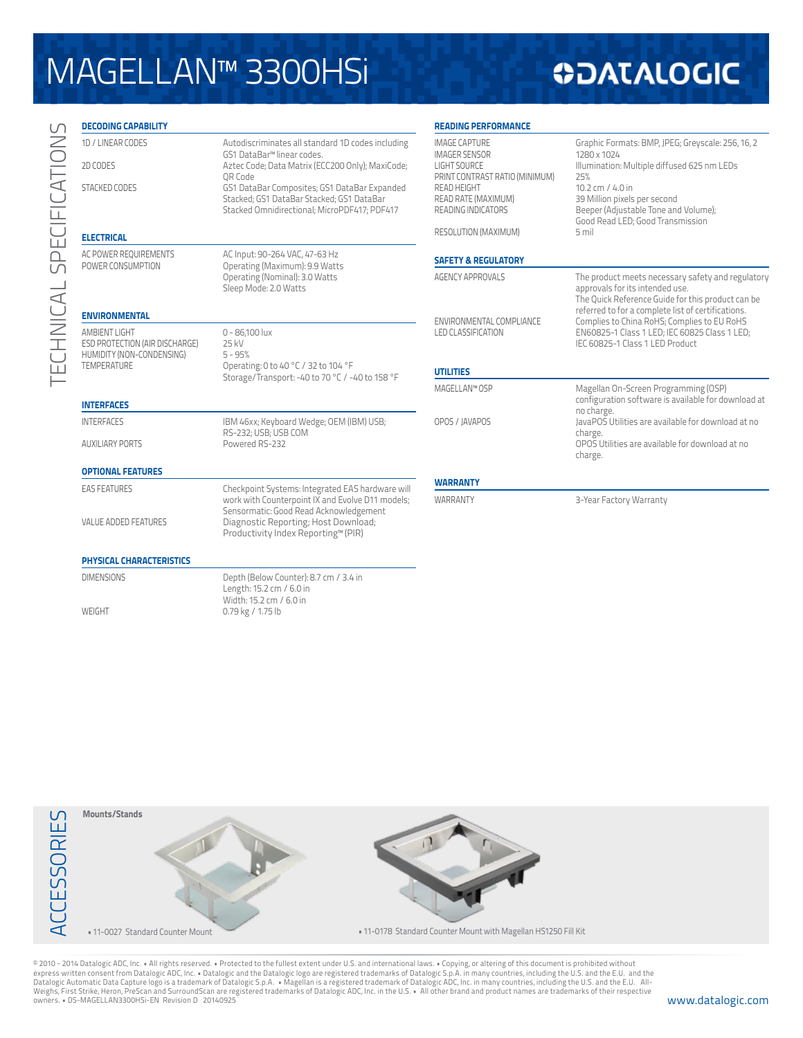# MAGELLAN™ 3300HSi

## TECHNICAL SPECIFICATIONS

### DECODING CAPABILITY

| | |
|---|---|
| 1D / LINEAR CODES | Autodiscriminates all standard 1D codes including GS1 DataBar™ linear codes. |
| 2D CODES | Aztec Code; Data Matrix (ECC200 Only); MaxiCode; QR Code |
| STACKED CODES | GS1 DataBar Composites; GS1 DataBar Expanded Stacked; GS1 DataBar Stacked; GS1 DataBar Stacked Omnidirectional; MicroPDF417; PDF417 |

### ELECTRICAL

| | |
|---|---|
| AC POWER REQUIREMENTS | AC Input: 90-264 VAC, 47-63 Hz |
| POWER CONSUMPTION | Operating (Maximum): 9.9 Watts<br>Operating (Nominal): 3.0 Watts<br>Sleep Mode: 2.0 Watts |

### ENVIRONMENTAL

| | |
|---|---|
| AMBIENT LIGHT | 0 - 86,100 lux |
| ESD PROTECTION (AIR DISCHARGE) | 25 kV |
| HUMIDITY (NON-CONDENSING) | 5 - 95% |
| TEMPERATURE | Operating: 0 to 40 °C / 32 to 104 °F<br>Storage/Transport: -40 to 70 °C / -40 to 158 °F |

### INTERFACES

| | |
|---|---|
| INTERFACES | IBM 46xx; Keyboard Wedge; OEM (IBM) USB; RS-232; USB; USB COM |
| AUXILIARY PORTS | Powered RS-232 |

### OPTIONAL FEATURES

| | |
|---|---|
| EAS FEATURES | Checkpoint Systems: Integrated EAS hardware will work with Counterpoint IX and Evolve D11 models; Sensormatic: Good Read Acknowledgement |
| VALUE ADDED FEATURES | Diagnostic Reporting; Host Download; Productivity Index Reporting™ (PIR) |

### PHYSICAL CHARACTERISTICS

| | |
|---|---|
| DIMENSIONS | Depth (Below Counter): 8.7 cm / 3.4 in<br>Length: 15.2 cm / 6.0 in<br>Width: 15.2 cm / 6.0 in |
| WEIGHT | 0.79 kg / 1.75 lb |

### READING PERFORMANCE

| | |
|---|---|
| IMAGE CAPTURE | Graphic Formats: BMP, JPEG; Greyscale: 256, 16, 2 |
| IMAGER SENSOR | 1280 x 1024 |
| LIGHT SOURCE | Illumination: Multiple diffused 625 nm LEDs |
| PRINT CONTRAST RATIO (MINIMUM) | 25% |
| READ HEIGHT | 10.2 cm / 4.0 in |
| READ RATE (MAXIMUM) | 39 Million pixels per second |
| READING INDICATORS | Beeper (Adjustable Tone and Volume); Good Read LED; Good Transmission |
| RESOLUTION (MAXIMUM) | 5 mil |

### SAFETY & REGULATORY

| | |
|---|---|
| AGENCY APPROVALS | The product meets necessary safety and regulatory approvals for its intended use.<br>The Quick Reference Guide for this product can be referred to for a complete list of certifications. |
| ENVIRONMENTAL COMPLIANCE | Complies to China RoHS; Complies to EU RoHS |
| LED CLASSIFICATION | EN60825-1 Class 1 LED; IEC 60825 Class 1 LED; IEC 60825-1 Class 1 LED Product |

### UTILITIES

| | |
|---|---|
| MAGELLAN™ OSP | Magellan On-Screen Programming (OSP) configuration software is available for download at no charge. |
| OPOS / JAVAPOS | JavaPOS Utilities are available for download at no charge.<br>OPOS Utilities are available for download at no charge. |

### WARRANTY

| | |
|---|---|
| WARRANTY | 3-Year Factory Warranty |

## ACCESSORIES

**Mounts/Stands**

- 11-0027 Standard Counter Mount
- 11-0178 Standard Counter Mount with Magellan HS1250 Fill Kit

© 2010 - 2014 Datalogic ADC, Inc. • All rights reserved. • Protected to the fullest extent under U.S. and international laws. • Copying, or altering of this document is prohibited without express written consent from Datalogic ADC, Inc. • Datalogic and the Datalogic logo are registered trademarks of Datalogic S.p.A. in many countries, including the U.S. and the E.U. and the Datalogic Automatic Data Capture logo is a trademark of Datalogic S.p.A. • Magellan is a registered trademark of Datalogic ADC, Inc. in many countries, including the U.S. and the E.U. All-Weighs, First Strike, Heron, PreScan and SurroundScan are registered trademarks of Datalogic ADC, Inc. in the U.S. • All other brand and product names are trademarks of their respective owners. • DS-MAGELLAN3300HSi-EN Revision D 20140925

www.datalogic.com